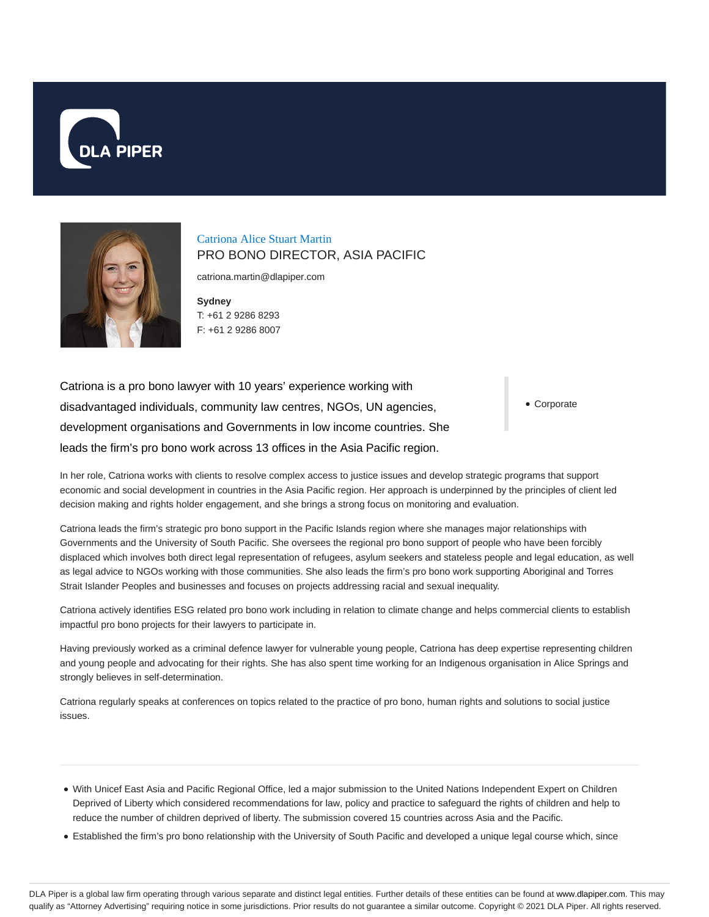# Catriona Alice Stuart Martin

## PRO BONO DIRECTOR, ASIA PACIFIC

catriona.martin@dlapiper.com

**Sydney**
T: +61 2 9286 8293
F: +61 2 9286 8007

Catriona is a pro bono lawyer with 10 years' experience working with disadvantaged individuals, community law centres, NGOs, UN agencies, development organisations and Governments in low income countries. She leads the firm's pro bono work across 13 offices in the Asia Pacific region.

- Corporate

In her role, Catriona works with clients to resolve complex access to justice issues and develop strategic programs that support economic and social development in countries in the Asia Pacific region. Her approach is underpinned by the principles of client led decision making and rights holder engagement, and she brings a strong focus on monitoring and evaluation.

Catriona leads the firm's strategic pro bono support in the Pacific Islands region where she manages major relationships with Governments and the University of South Pacific. She oversees the regional pro bono support of people who have been forcibly displaced which involves both direct legal representation of refugees, asylum seekers and stateless people and legal education, as well as legal advice to NGOs working with those communities. She also leads the firm's pro bono work supporting Aboriginal and Torres Strait Islander Peoples and businesses and focuses on projects addressing racial and sexual inequality.

Catriona actively identifies ESG related pro bono work including in relation to climate change and helps commercial clients to establish impactful pro bono projects for their lawyers to participate in.

Having previously worked as a criminal defence lawyer for vulnerable young people, Catriona has deep expertise representing children and young people and advocating for their rights. She has also spent time working for an Indigenous organisation in Alice Springs and strongly believes in self-determination.

Catriona regularly speaks at conferences on topics related to the practice of pro bono, human rights and solutions to social justice issues.

---

- With Unicef East Asia and Pacific Regional Office, led a major submission to the United Nations Independent Expert on Children Deprived of Liberty which considered recommendations for law, policy and practice to safeguard the rights of children and help to reduce the number of children deprived of liberty. The submission covered 15 countries across Asia and the Pacific.
- Established the firm's pro bono relationship with the University of South Pacific and developed a unique legal course which, since

DLA Piper is a global law firm operating through various separate and distinct legal entities. Further details of these entities can be found at www.dlapiper.com. This may qualify as "Attorney Advertising" requiring notice in some jurisdictions. Prior results do not guarantee a similar outcome. Copyright © 2021 DLA Piper. All rights reserved.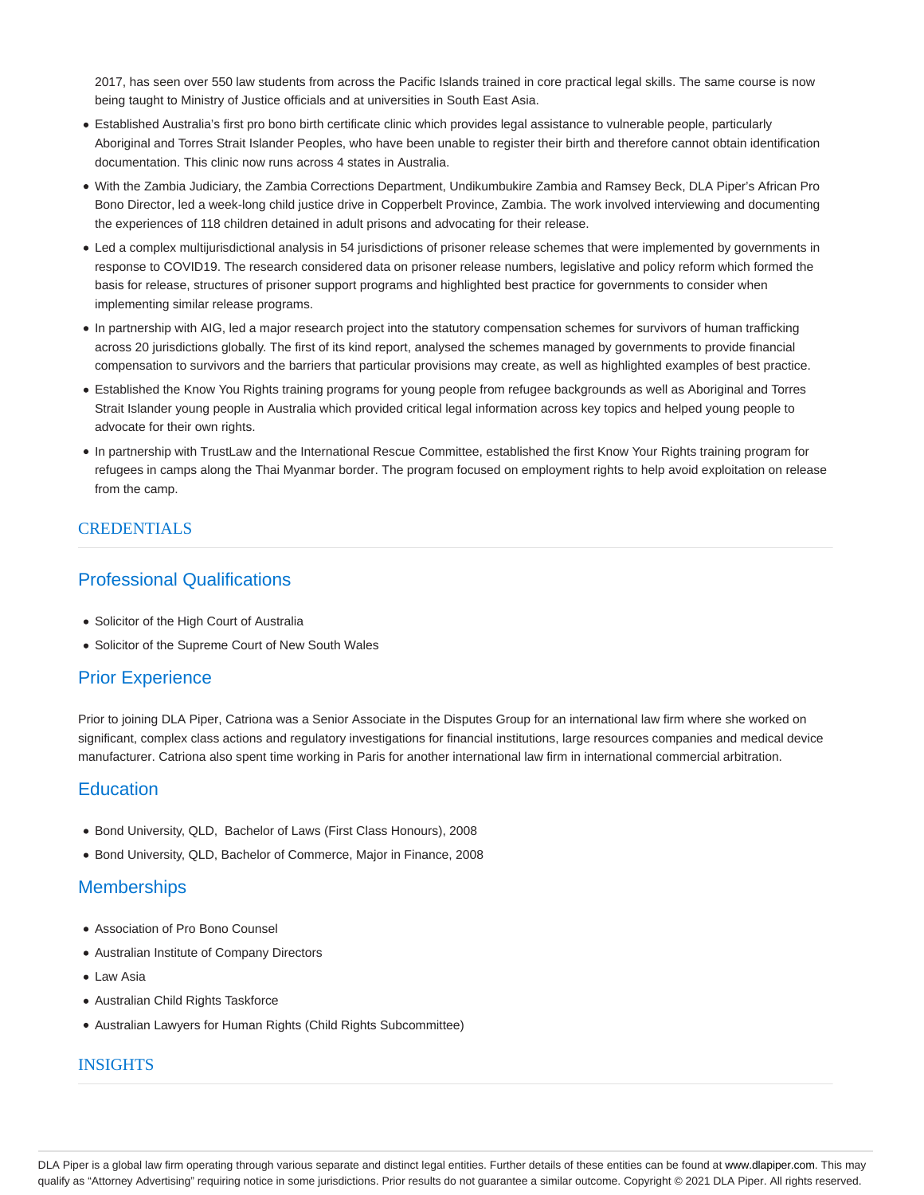2017, has seen over 550 law students from across the Pacific Islands trained in core practical legal skills. The same course is now being taught to Ministry of Justice officials and at universities in South East Asia.

- Established Australia's first pro bono birth certificate clinic which provides legal assistance to vulnerable people, particularly Aboriginal and Torres Strait Islander Peoples, who have been unable to register their birth and therefore cannot obtain identification documentation. This clinic now runs across 4 states in Australia.
- With the Zambia Judiciary, the Zambia Corrections Department, Undikumbukire Zambia and Ramsey Beck, DLA Piper's African Pro Bono Director, led a week-long child justice drive in Copperbelt Province, Zambia. The work involved interviewing and documenting the experiences of 118 children detained in adult prisons and advocating for their release.
- Led a complex multijurisdictional analysis in 54 jurisdictions of prisoner release schemes that were implemented by governments in response to COVID19. The research considered data on prisoner release numbers, legislative and policy reform which formed the basis for release, structures of prisoner support programs and highlighted best practice for governments to consider when implementing similar release programs.
- In partnership with AIG, led a major research project into the statutory compensation schemes for survivors of human trafficking across 20 jurisdictions globally. The first of its kind report, analysed the schemes managed by governments to provide financial compensation to survivors and the barriers that particular provisions may create, as well as highlighted examples of best practice.
- Established the Know You Rights training programs for young people from refugee backgrounds as well as Aboriginal and Torres Strait Islander young people in Australia which provided critical legal information across key topics and helped young people to advocate for their own rights.
- In partnership with TrustLaw and the International Rescue Committee, established the first Know Your Rights training program for refugees in camps along the Thai Myanmar border. The program focused on employment rights to help avoid exploitation on release from the camp.

## CREDENTIALS

### Professional Qualifications

- Solicitor of the High Court of Australia
- Solicitor of the Supreme Court of New South Wales

### Prior Experience

Prior to joining DLA Piper, Catriona was a Senior Associate in the Disputes Group for an international law firm where she worked on significant, complex class actions and regulatory investigations for financial institutions, large resources companies and medical device manufacturer. Catriona also spent time working in Paris for another international law firm in international commercial arbitration.

### Education

- Bond University, QLD, Bachelor of Laws (First Class Honours), 2008
- Bond University, QLD, Bachelor of Commerce, Major in Finance, 2008

### Memberships

- Association of Pro Bono Counsel
- Australian Institute of Company Directors
- Law Asia
- Australian Child Rights Taskforce
- Australian Lawyers for Human Rights (Child Rights Subcommittee)

## INSIGHTS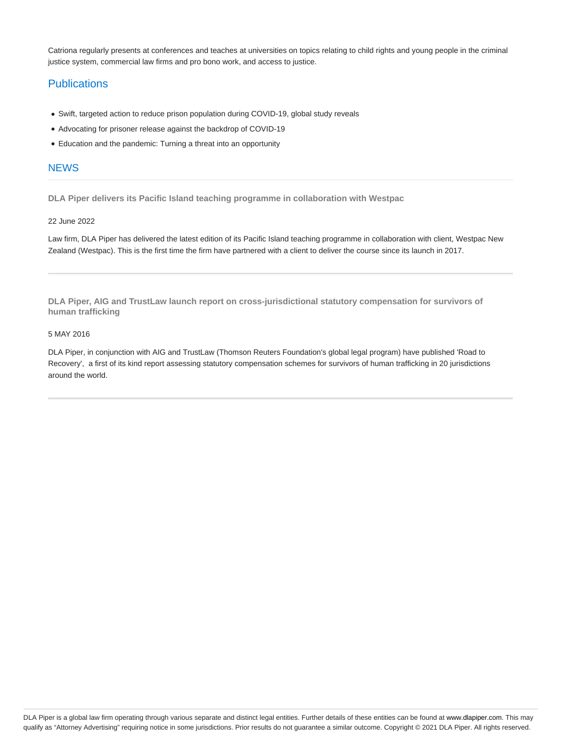Catriona regularly presents at conferences and teaches at universities on topics relating to child rights and young people in the criminal justice system, commercial law firms and pro bono work, and access to justice.

## Publications

- Swift, targeted action to reduce prison population during COVID-19, global study reveals
- Advocating for prisoner release against the backdrop of COVID-19
- Education and the pandemic: Turning a threat into an opportunity

## NEWS

### DLA Piper delivers its Pacific Island teaching programme in collaboration with Westpac

22 June 2022

Law firm, DLA Piper has delivered the latest edition of its Pacific Island teaching programme in collaboration with client, Westpac New Zealand (Westpac). This is the first time the firm have partnered with a client to deliver the course since its launch in 2017.

### DLA Piper, AIG and TrustLaw launch report on cross-jurisdictional statutory compensation for survivors of human trafficking

5 MAY 2016

DLA Piper, in conjunction with AIG and TrustLaw (Thomson Reuters Foundation's global legal program) have published 'Road to Recovery', a first of its kind report assessing statutory compensation schemes for survivors of human trafficking in 20 jurisdictions around the world.

DLA Piper is a global law firm operating through various separate and distinct legal entities. Further details of these entities can be found at www.dlapiper.com. This may qualify as "Attorney Advertising" requiring notice in some jurisdictions. Prior results do not guarantee a similar outcome. Copyright © 2021 DLA Piper. All rights reserved.